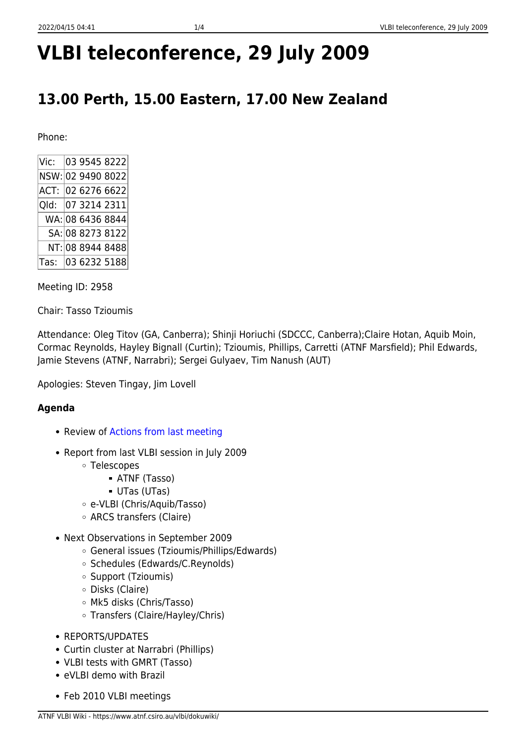# VLBI teleconference, 29 July 2009

## 13.00 Perth, 15.00 Eastern, 17.00 New Zealand

Phone:

| | |
|---|---|
| Vic: | 03 9545 8222 |
| NSW: | 02 9490 8022 |
| ACT: | 02 6276 6622 |
| Qld: | 07 3214 2311 |
| WA: | 08 6436 8844 |
| SA: | 08 8273 8122 |
| NT: | 08 8944 8488 |
| Tas: | 03 6232 5188 |

Meeting ID: 2958

Chair: Tasso Tzioumis

Attendance: Oleg Titov (GA, Canberra); Shinji Horiuchi (SDCCC, Canberra);Claire Hotan, Aquib Moin, Cormac Reynolds, Hayley Bignall (Curtin); Tzioumis, Phillips, Carretti (ATNF Marsfield); Phil Edwards, Jamie Stevens (ATNF, Narrabri); Sergei Gulyaev, Tim Nanush (AUT)

Apologies: Steven Tingay, Jim Lovell

### Agenda

- Review of Actions from last meeting
- Report from last VLBI session in July 2009
  - Telescopes
    - ATNF (Tasso)
    - UTas (UTas)
  - e-VLBI (Chris/Aquib/Tasso)
  - ARCS transfers (Claire)
- Next Observations in September 2009
  - General issues (Tzioumis/Phillips/Edwards)
  - Schedules (Edwards/C.Reynolds)
  - Support (Tzioumis)
  - Disks (Claire)
  - Mk5 disks (Chris/Tasso)
  - Transfers (Claire/Hayley/Chris)
- REPORTS/UPDATES
- Curtin cluster at Narrabri (Phillips)
- VLBI tests with GMRT (Tasso)
- eVLBI demo with Brazil
- Feb 2010 VLBI meetings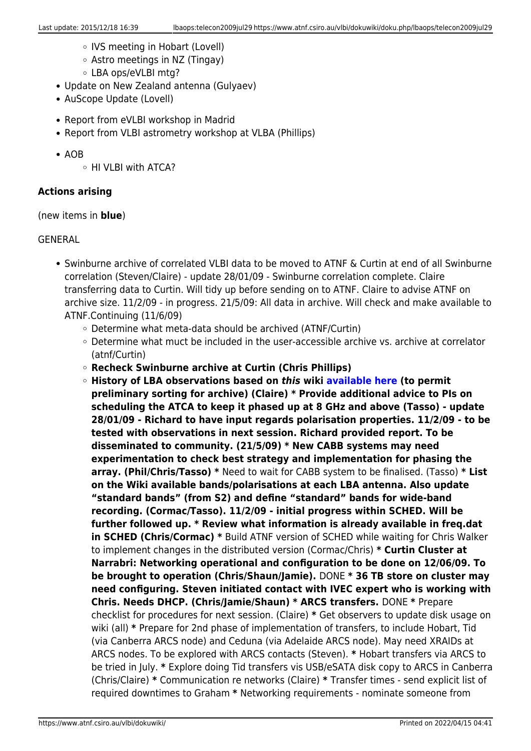- IVS meeting in Hobart (Lovell)
  - Astro meetings in NZ (Tingay)
  - LBA ops/eVLBI mtg?
- Update on New Zealand antenna (Gulyaev)
- AuScope Update (Lovell)
- Report from eVLBI workshop in Madrid
- Report from VLBI astrometry workshop at VLBA (Phillips)
- AOB
  - HI VLBI with ATCA?

**Actions arising**

(new items in **blue**)

GENERAL

- Swinburne archive of correlated VLBI data to be moved to ATNF & Curtin at end of all Swinburne correlation (Steven/Claire) - update 28/01/09 - Swinburne correlation complete. Claire transferring data to Curtin. Will tidy up before sending on to ATNF. Claire to advise ATNF on archive size. 11/2/09 - in progress. 21/5/09: All data in archive. Will check and make available to ATNF.Continuing (11/6/09)
  - Determine what meta-data should be archived (ATNF/Curtin)
  - Determine what muct be included in the user-accessible archive vs. archive at correlator (atnf/Curtin)
  - **Recheck Swinburne archive at Curtin (Chris Phillips)**
  - **History of LBA observations based on *this* wiki available here (to permit preliminary sorting for archive) (Claire) * Provide additional advice to PIs on scheduling the ATCA to keep it phased up at 8 GHz and above (Tasso) - update 28/01/09 - Richard to have input regards polarisation properties. 11/2/09 - to be tested with observations in next session. Richard provided report. To be disseminated to community. (21/5/09) * New CABB systems may need experimentation to check best strategy and implementation for phasing the array. (Phil/Chris/Tasso) *** Need to wait for CABB system to be finalised. (Tasso) *** List on the Wiki available bands/polarisations at each LBA antenna. Also update "standard bands" (from S2) and define "standard" bands for wide-band recording. (Cormac/Tasso). 11/2/09 - initial progress within SCHED. Will be further followed up. * Review what information is already available in freq.dat in SCHED (Chris/Cormac) *** Build ATNF version of SCHED while waiting for Chris Walker to implement changes in the distributed version (Cormac/Chris) *** Curtin Cluster at Narrabri: Networking operational and configuration to be done on 12/06/09. To be brought to operation (Chris/Shaun/Jamie).** DONE *** 36 TB store on cluster may need configuring. Steven initiated contact with IVEC expert who is working with Chris. Needs DHCP. (Chris/Jamie/Shaun) * ARCS transfers.** DONE **\*** Prepare checklist for procedures for next session. (Claire) **\*** Get observers to update disk usage on wiki (all) **\*** Prepare for 2nd phase of implementation of transfers, to include Hobart, Tid (via Canberra ARCS node) and Ceduna (via Adelaide ARCS node). May need XRAIDs at ARCS nodes. To be explored with ARCS contacts (Steven). **\*** Hobart transfers via ARCS to be tried in July. **\*** Explore doing Tid transfers vis USB/eSATA disk copy to ARCS in Canberra (Chris/Claire) **\*** Communication re networks (Claire) **\*** Transfer times - send explicit list of required downtimes to Graham **\*** Networking requirements - nominate someone from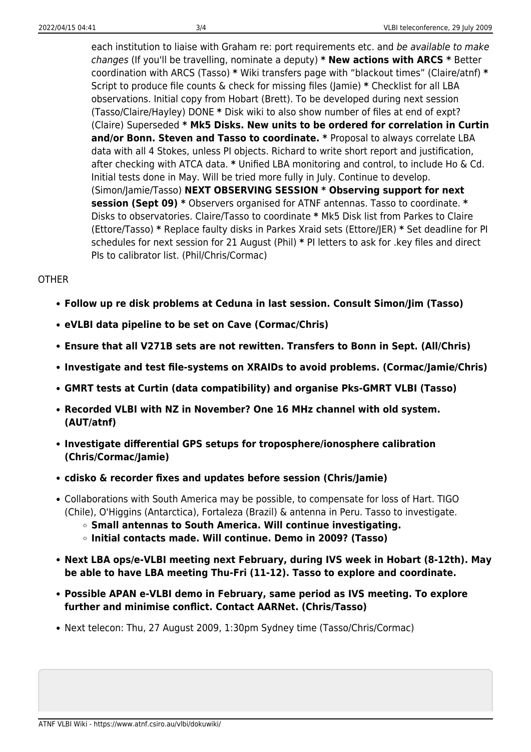each institution to liaise with Graham re: port requirements etc. and *be available to make changes* (If you'll be travelling, nominate a deputy) * **New actions with ARCS** * Better coordination with ARCS (Tasso) * Wiki transfers page with "blackout times" (Claire/atnf) * Script to produce file counts & check for missing files (Jamie) * Checklist for all LBA observations. Initial copy from Hobart (Brett). To be developed during next session (Tasso/Claire/Hayley) DONE * Disk wiki to also show number of files at end of expt? (Claire) Superseded * **Mk5 Disks. New units to be ordered for correlation in Curtin and/or Bonn. Steven and Tasso to coordinate.** * Proposal to always correlate LBA data with all 4 Stokes, unless PI objects. Richard to write short report and justification, after checking with ATCA data. * Unified LBA monitoring and control, to include Ho & Cd. Initial tests done in May. Will be tried more fully in July. Continue to develop. (Simon/Jamie/Tasso) **NEXT OBSERVING SESSION** * **Observing support for next session (Sept 09)** * Observers organised for ATNF antennas. Tasso to coordinate. * Disks to observatories. Claire/Tasso to coordinate * Mk5 Disk list from Parkes to Claire (Ettore/Tasso) * Replace faulty disks in Parkes Xraid sets (Ettore/JER) * Set deadline for PI schedules for next session for 21 August (Phil) * PI letters to ask for .key files and direct PIs to calibrator list. (Phil/Chris/Cormac)

OTHER

- **Follow up re disk problems at Ceduna in last session. Consult Simon/Jim (Tasso)**
- **eVLBI data pipeline to be set on Cave (Cormac/Chris)**
- **Ensure that all V271B sets are not rewitten. Transfers to Bonn in Sept. (All/Chris)**
- **Investigate and test file-systems on XRAIDs to avoid problems. (Cormac/Jamie/Chris)**
- **GMRT tests at Curtin (data compatibility) and organise Pks-GMRT VLBI (Tasso)**
- **Recorded VLBI with NZ in November? One 16 MHz channel with old system. (AUT/atnf)**
- **Investigate differential GPS setups for troposphere/ionosphere calibration (Chris/Cormac/Jamie)**
- **cdisko & recorder fixes and updates before session (Chris/Jamie)**
- Collaborations with South America may be possible, to compensate for loss of Hart. TIGO (Chile), O'Higgins (Antarctica), Fortaleza (Brazil) & antenna in Peru. Tasso to investigate.
  - **Small antennas to South America. Will continue investigating.**
  - **Initial contacts made. Will continue. Demo in 2009? (Tasso)**
- **Next LBA ops/e-VLBI meeting next February, during IVS week in Hobart (8-12th). May be able to have LBA meeting Thu-Fri (11-12). Tasso to explore and coordinate.**
- **Possible APAN e-VLBI demo in February, same period as IVS meeting. To explore further and minimise conflict. Contact AARNet. (Chris/Tasso)**
- Next telecon: Thu, 27 August 2009, 1:30pm Sydney time (Tasso/Chris/Cormac)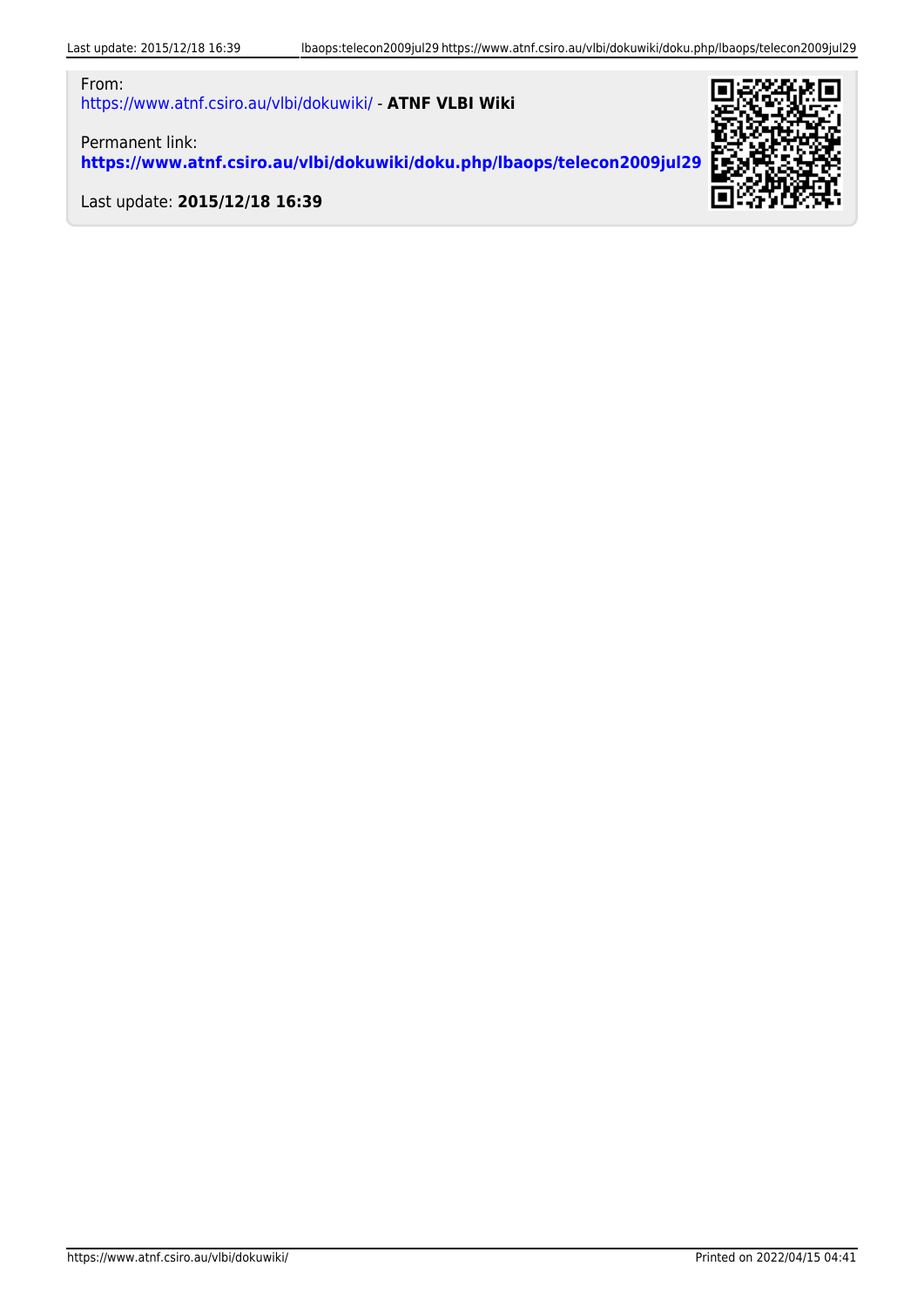From:
https://www.atnf.csiro.au/vlbi/dokuwiki/ - **ATNF VLBI Wiki**

Permanent link:
**https://www.atnf.csiro.au/vlbi/dokuwiki/doku.php/lbaops/telecon2009jul29**

Last update: **2015/12/18 16:39**